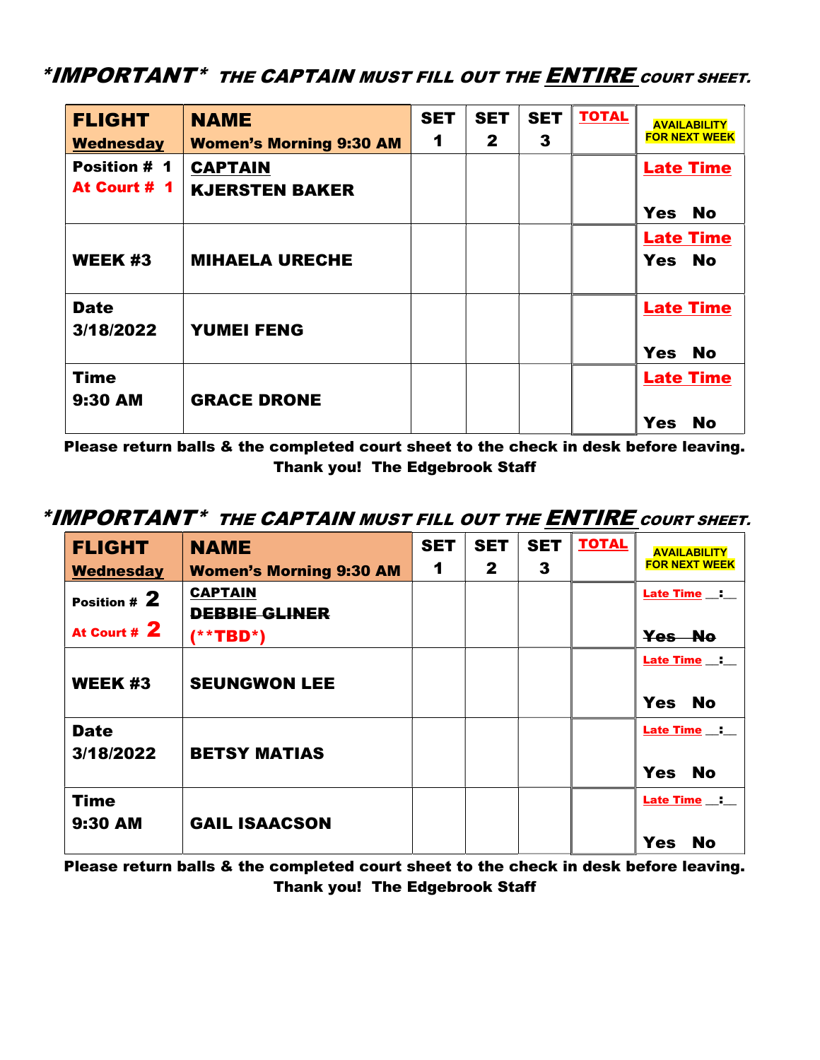***IMPORTANT*** ***THE CAPTAIN MUST FILL OUT THE ENTIRE COURT SHEET.***

| FLIGHT Wednesday | NAME Women's Morning 9:30 AM | SET 1 | SET 2 | SET 3 | TOTAL | AVAILABILITY FOR NEXT WEEK |
|---|---|---|---|---|---|---|
| Position # 1 At Court # 1 | CAPTAIN KJERSTEN BAKER | | | | | Late Time Yes No |
| WEEK #3 | MIHAELA URECHE | | | | | Late Time Yes No |
| Date 3/18/2022 | YUMEI FENG | | | | | Late Time Yes No |
| Time 9:30 AM | GRACE DRONE | | | | | Late Time Yes No |

**Please return balls & the completed court sheet to the check in desk before leaving.**
**Thank you! The Edgebrook Staff**

***IMPORTANT*** ***THE CAPTAIN MUST FILL OUT THE ENTIRE COURT SHEET.***

| FLIGHT Wednesday | NAME Women's Morning 9:30 AM | SET 1 | SET 2 | SET 3 | TOTAL | AVAILABILITY FOR NEXT WEEK |
|---|---|---|---|---|---|---|
| Position # 2 At Court # 2 | CAPTAIN ~~DEBBIE GLINER~~ (**TBD*) | | | | | Late Time __:__ ~~Yes No~~ |
| WEEK #3 | SEUNGWON LEE | | | | | Late Time __:__ Yes No |
| Date 3/18/2022 | BETSY MATIAS | | | | | Late Time __:__ Yes No |
| Time 9:30 AM | GAIL ISAACSON | | | | | Late Time __:__ Yes No |

**Please return balls & the completed court sheet to the check in desk before leaving.**
**Thank you! The Edgebrook Staff**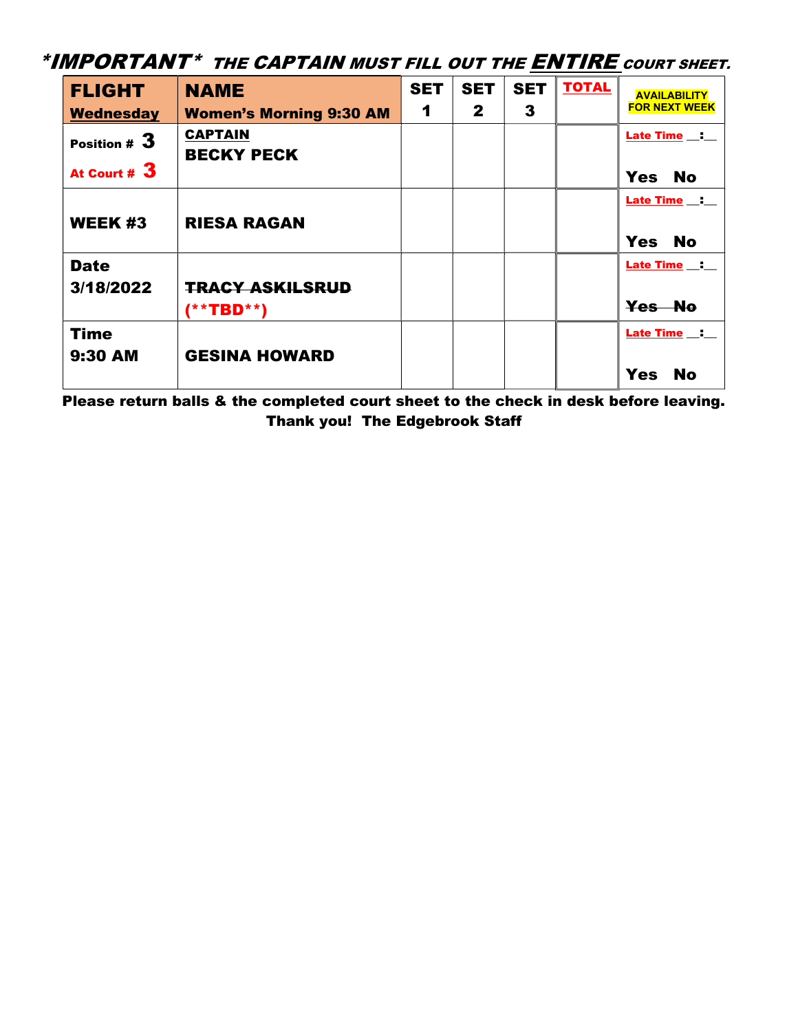## \*IMPORTANT\* THE CAPTAIN MUST FILL OUT THE ENTIRE COURT SHEET.

| FLIGHT Wednesday | NAME Women's Morning 9:30 AM | SET 1 | SET 2 | SET 3 | TOTAL | AVAILABILITY FOR NEXT WEEK |
|---|---|---|---|---|---|---|
| Position # 3 At Court # 3 | CAPTAIN BECKY PECK | | | | | Late Time __:__ Yes No |
| WEEK #3 | RIESA RAGAN | | | | | Late Time __:__ Yes No |
| Date 3/18/2022 | ~~TRACY ASKILSRUD~~ (\*\*TBD\*\*) | | | | | Late Time __:__ ~~Yes No~~ |
| Time 9:30 AM | GESINA HOWARD | | | | | Late Time __:__ Yes No |

**Please return balls & the completed court sheet to the check in desk before leaving.**
**Thank you! The Edgebrook Staff**